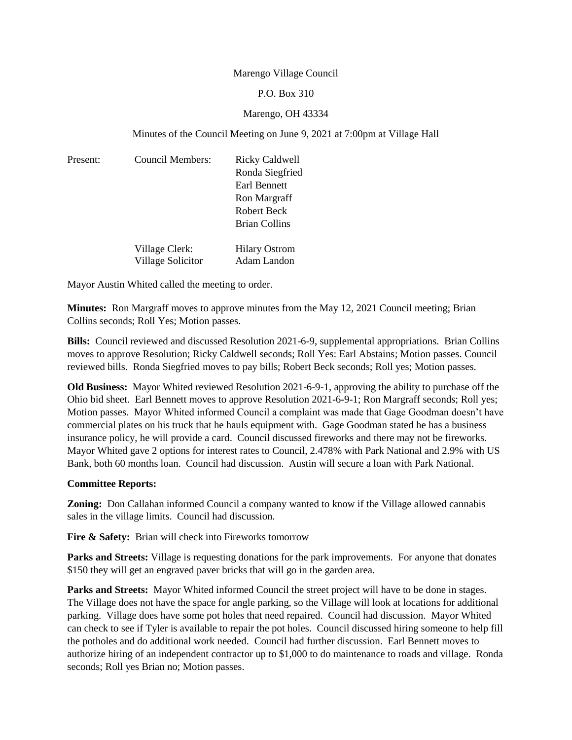Marengo Village Council

P.O. Box 310

Marengo, OH 43334

Minutes of the Council Meeting on June 9, 2021 at 7:00pm at Village Hall

| Present: | Council Members: | Ricky Caldwell |
|---|---|---|
| | | Ronda Siegfried |
| | | Earl Bennett |
| | | Ron Margraff |
| | | Robert Beck |
| | | Brian Collins |
| | Village Clerk: | Hilary Ostrom |
| | Village Solicitor | Adam Landon |

Mayor Austin Whited called the meeting to order.

**Minutes:** Ron Margraff moves to approve minutes from the May 12, 2021 Council meeting; Brian Collins seconds; Roll Yes; Motion passes.

**Bills:** Council reviewed and discussed Resolution 2021-6-9, supplemental appropriations. Brian Collins moves to approve Resolution; Ricky Caldwell seconds; Roll Yes: Earl Abstains; Motion passes. Council reviewed bills. Ronda Siegfried moves to pay bills; Robert Beck seconds; Roll yes; Motion passes.

**Old Business:** Mayor Whited reviewed Resolution 2021-6-9-1, approving the ability to purchase off the Ohio bid sheet. Earl Bennett moves to approve Resolution 2021-6-9-1; Ron Margraff seconds; Roll yes; Motion passes. Mayor Whited informed Council a complaint was made that Gage Goodman doesn't have commercial plates on his truck that he hauls equipment with. Gage Goodman stated he has a business insurance policy, he will provide a card. Council discussed fireworks and there may not be fireworks. Mayor Whited gave 2 options for interest rates to Council, 2.478% with Park National and 2.9% with US Bank, both 60 months loan. Council had discussion. Austin will secure a loan with Park National.

**Committee Reports:**

**Zoning:** Don Callahan informed Council a company wanted to know if the Village allowed cannabis sales in the village limits. Council had discussion.

**Fire & Safety:** Brian will check into Fireworks tomorrow

**Parks and Streets:** Village is requesting donations for the park improvements. For anyone that donates $150 they will get an engraved paver bricks that will go in the garden area.

**Parks and Streets:** Mayor Whited informed Council the street project will have to be done in stages. The Village does not have the space for angle parking, so the Village will look at locations for additional parking. Village does have some pot holes that need repaired. Council had discussion. Mayor Whited can check to see if Tyler is available to repair the pot holes. Council discussed hiring someone to help fill the potholes and do additional work needed. Council had further discussion. Earl Bennett moves to authorize hiring of an independent contractor up to $1,000 to do maintenance to roads and village. Ronda seconds; Roll yes Brian no; Motion passes.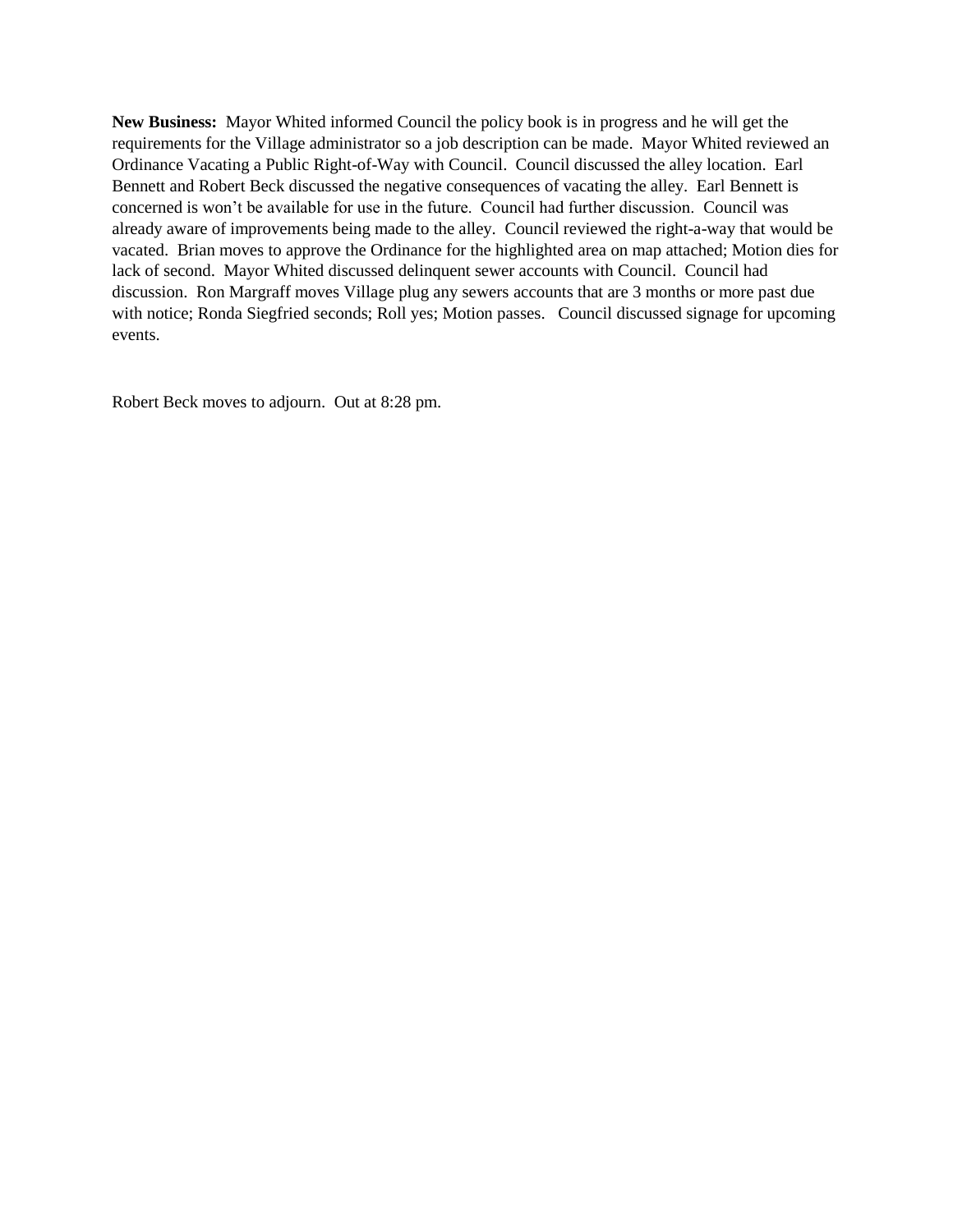**New Business:** Mayor Whited informed Council the policy book is in progress and he will get the requirements for the Village administrator so a job description can be made. Mayor Whited reviewed an Ordinance Vacating a Public Right-of-Way with Council. Council discussed the alley location. Earl Bennett and Robert Beck discussed the negative consequences of vacating the alley. Earl Bennett is concerned is won't be available for use in the future. Council had further discussion. Council was already aware of improvements being made to the alley. Council reviewed the right-a-way that would be vacated. Brian moves to approve the Ordinance for the highlighted area on map attached; Motion dies for lack of second. Mayor Whited discussed delinquent sewer accounts with Council. Council had discussion. Ron Margraff moves Village plug any sewers accounts that are 3 months or more past due with notice; Ronda Siegfried seconds; Roll yes; Motion passes. Council discussed signage for upcoming events.

Robert Beck moves to adjourn. Out at 8:28 pm.